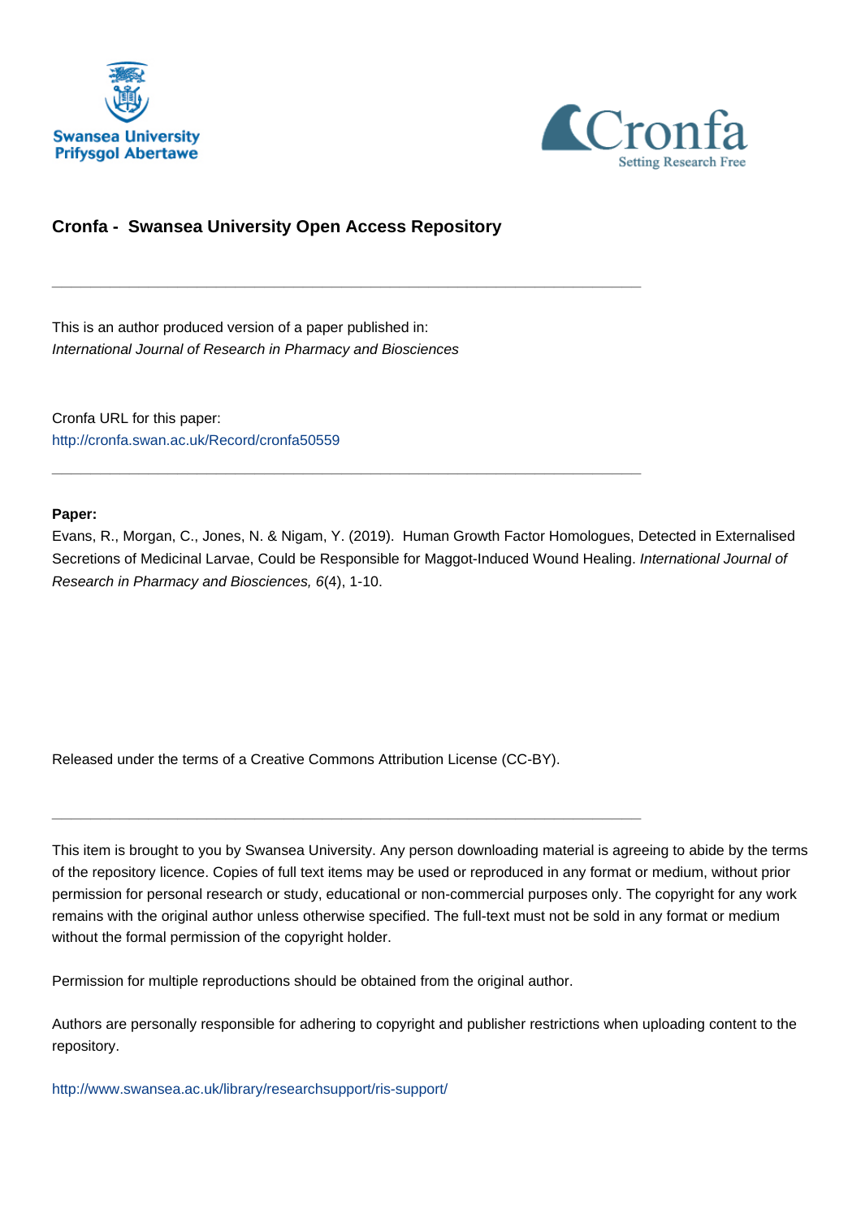Swansea University
Prifysgol Abertawe

Cronfa
Setting Research Free

## Cronfa - Swansea University Open Access Repository

---

This is an author produced version of a paper published in:
*International Journal of Research in Pharmacy and Biosciences*

Cronfa URL for this paper:
http://cronfa.swan.ac.uk/Record/cronfa50559

---

**Paper:**
Evans, R., Morgan, C., Jones, N. & Nigam, Y. (2019). Human Growth Factor Homologues, Detected in Externalised Secretions of Medicinal Larvae, Could be Responsible for Maggot-Induced Wound Healing. *International Journal of Research in Pharmacy and Biosciences, 6*(4), 1-10.

Released under the terms of a Creative Commons Attribution License (CC-BY).

---

This item is brought to you by Swansea University. Any person downloading material is agreeing to abide by the terms of the repository licence. Copies of full text items may be used or reproduced in any format or medium, without prior permission for personal research or study, educational or non-commercial purposes only. The copyright for any work remains with the original author unless otherwise specified. The full-text must not be sold in any format or medium without the formal permission of the copyright holder.

Permission for multiple reproductions should be obtained from the original author.

Authors are personally responsible for adhering to copyright and publisher restrictions when uploading content to the repository.

http://www.swansea.ac.uk/library/researchsupport/ris-support/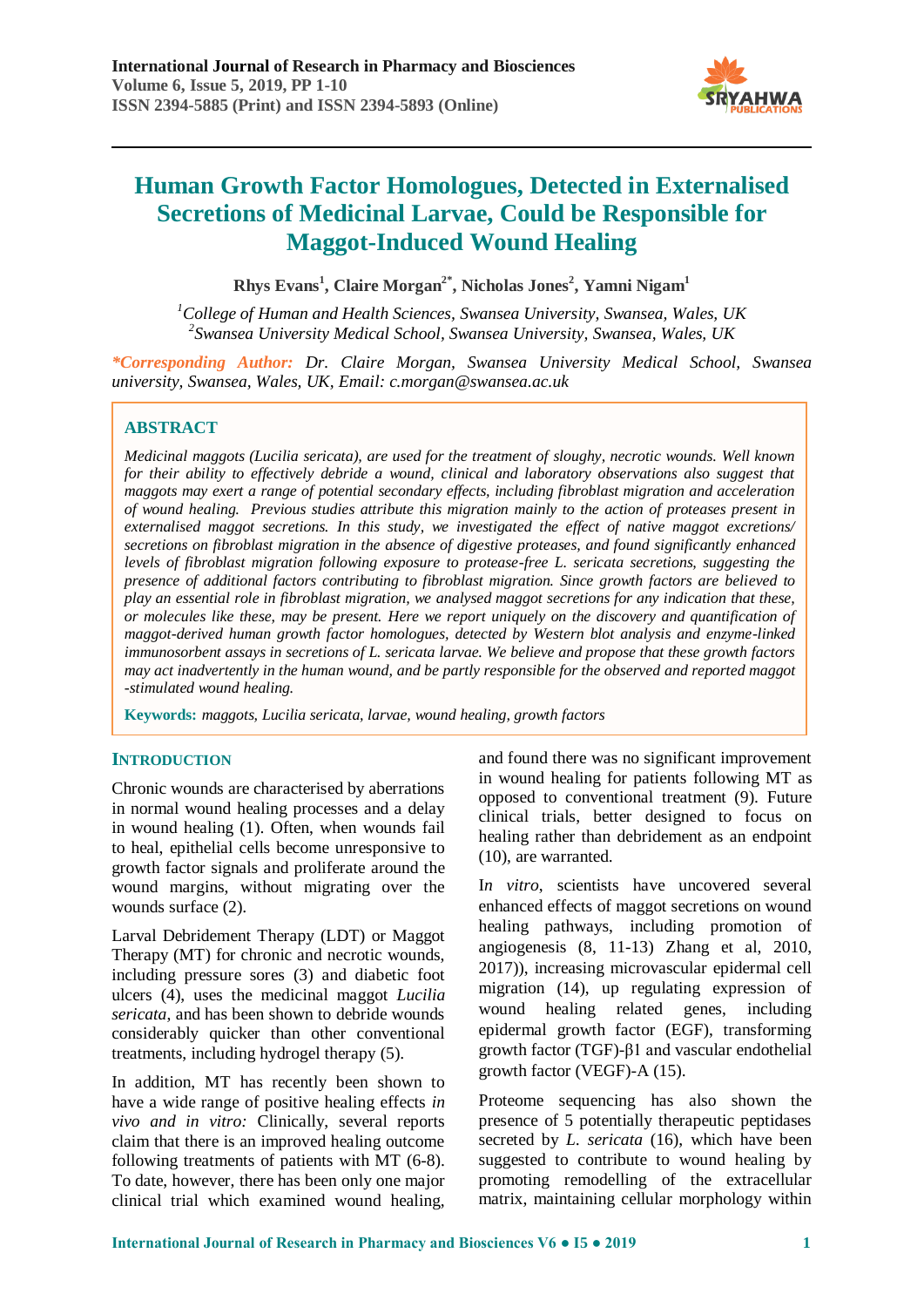# Human Growth Factor Homologues, Detected in Externalised Secretions of Medicinal Larvae, Could be Responsible for Maggot-Induced Wound Healing

**Rhys Evans[1], Claire Morgan[2*], Nicholas Jones[2], Yamni Nigam[1]**

[1]*College of Human and Health Sciences, Swansea University, Swansea, Wales, UK*
[2]*Swansea University Medical School, Swansea University, Swansea, Wales, UK*

***Corresponding Author:** Dr. Claire Morgan, Swansea University Medical School, Swansea university, Swansea, Wales, UK, Email: c.morgan@swansea.ac.uk*

## ABSTRACT

*Medicinal maggots (Lucilia sericata), are used for the treatment of sloughy, necrotic wounds. Well known for their ability to effectively debride a wound, clinical and laboratory observations also suggest that maggots may exert a range of potential secondary effects, including fibroblast migration and acceleration of wound healing. Previous studies attribute this migration mainly to the action of proteases present in externalised maggot secretions. In this study, we investigated the effect of native maggot excretions/secretions on fibroblast migration in the absence of digestive proteases, and found significantly enhanced levels of fibroblast migration following exposure to protease-free L. sericata secretions, suggesting the presence of additional factors contributing to fibroblast migration. Since growth factors are believed to play an essential role in fibroblast migration, we analysed maggot secretions for any indication that these, or molecules like these, may be present. Here we report uniquely on the discovery and quantification of maggot-derived human growth factor homologues, detected by Western blot analysis and enzyme-linked immunosorbent assays in secretions of L. sericata larvae. We believe and propose that these growth factors may act inadvertently in the human wound, and be partly responsible for the observed and reported maggot -stimulated wound healing.*

**Keywords:** *maggots, Lucilia sericata, larvae, wound healing, growth factors*

## INTRODUCTION

Chronic wounds are characterised by aberrations in normal wound healing processes and a delay in wound healing (1). Often, when wounds fail to heal, epithelial cells become unresponsive to growth factor signals and proliferate around the wound margins, without migrating over the wounds surface (2).

Larval Debridement Therapy (LDT) or Maggot Therapy (MT) for chronic and necrotic wounds, including pressure sores (3) and diabetic foot ulcers (4), uses the medicinal maggot *Lucilia sericata*, and has been shown to debride wounds considerably quicker than other conventional treatments, including hydrogel therapy (5).

In addition, MT has recently been shown to have a wide range of positive healing effects *in vivo and in vitro:* Clinically, several reports claim that there is an improved healing outcome following treatments of patients with MT (6-8). To date, however, there has been only one major clinical trial which examined wound healing, and found there was no significant improvement in wound healing for patients following MT as opposed to conventional treatment (9). Future clinical trials, better designed to focus on healing rather than debridement as an endpoint (10), are warranted.

In *vitro*, scientists have uncovered several enhanced effects of maggot secretions on wound healing pathways, including promotion of angiogenesis (8, 11-13) Zhang et al, 2010, 2017)), increasing microvascular epidermal cell migration (14), up regulating expression of wound healing related genes, including epidermal growth factor (EGF), transforming growth factor (TGF)-β1 and vascular endothelial growth factor (VEGF)-A (15).

Proteome sequencing has also shown the presence of 5 potentially therapeutic peptidases secreted by *L. sericata* (16), which have been suggested to contribute to wound healing by promoting remodelling of the extracellular matrix, maintaining cellular morphology within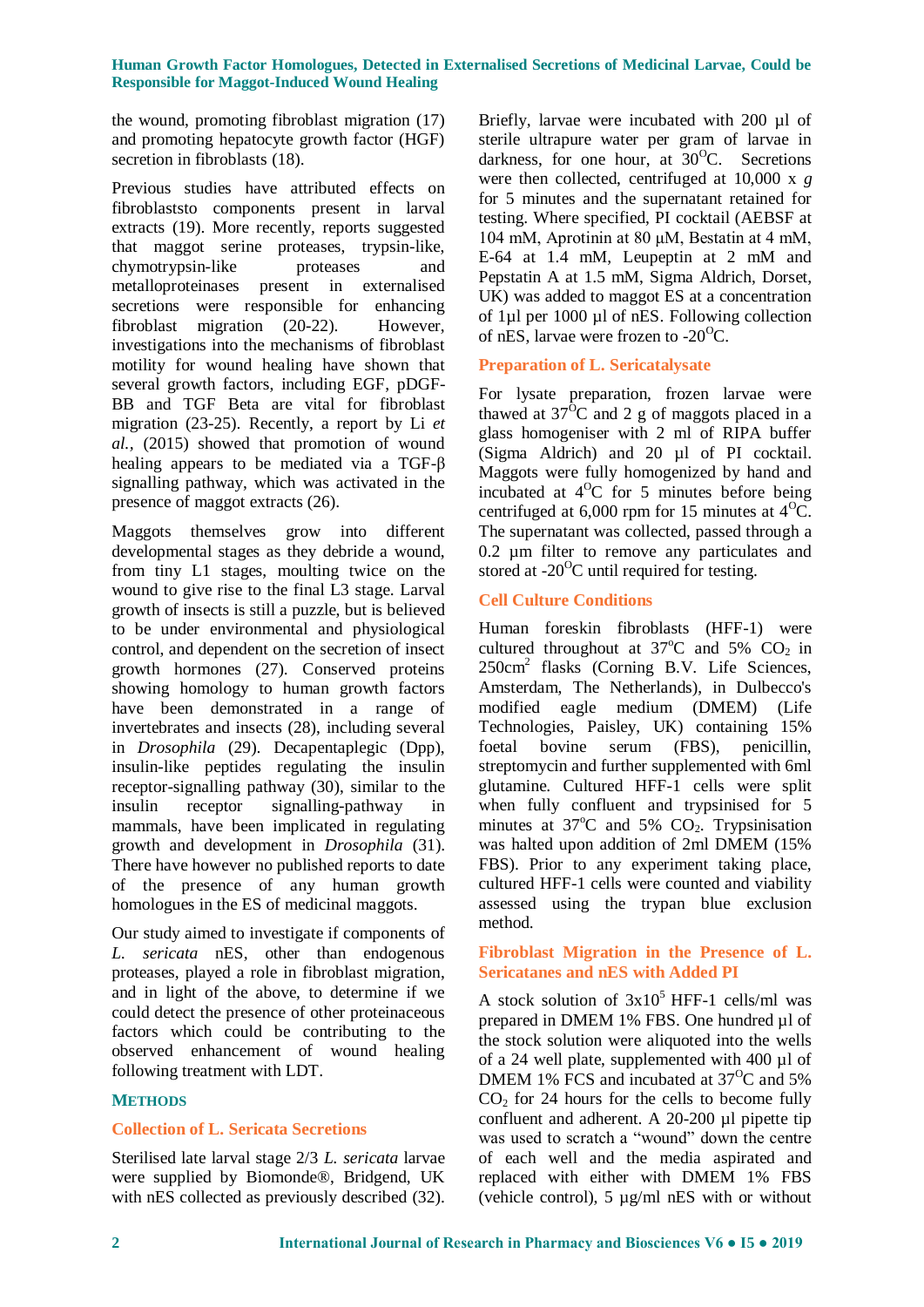the wound, promoting fibroblast migration (17) and promoting hepatocyte growth factor (HGF) secretion in fibroblasts (18).

Previous studies have attributed effects on fibroblaststo components present in larval extracts (19). More recently, reports suggested that maggot serine proteases, trypsin-like, chymotrypsin-like proteases and metalloproteinases present in externalised secretions were responsible for enhancing fibroblast migration (20-22). However, investigations into the mechanisms of fibroblast motility for wound healing have shown that several growth factors, including EGF, pDGF-BB and TGF Beta are vital for fibroblast migration (23-25). Recently, a report by Li *et al.*, (2015) showed that promotion of wound healing appears to be mediated via a TGF-β signalling pathway, which was activated in the presence of maggot extracts (26).

Maggots themselves grow into different developmental stages as they debride a wound, from tiny L1 stages, moulting twice on the wound to give rise to the final L3 stage. Larval growth of insects is still a puzzle, but is believed to be under environmental and physiological control, and dependent on the secretion of insect growth hormones (27). Conserved proteins showing homology to human growth factors have been demonstrated in a range of invertebrates and insects (28), including several in *Drosophila* (29). Decapentaplegic (Dpp), insulin-like peptides regulating the insulin receptor-signalling pathway (30), similar to the insulin receptor signalling-pathway in mammals, have been implicated in regulating growth and development in *Drosophila* (31). There have however no published reports to date of the presence of any human growth homologues in the ES of medicinal maggots.

Our study aimed to investigate if components of *L. sericata* nES, other than endogenous proteases, played a role in fibroblast migration, and in light of the above, to determine if we could detect the presence of other proteinaceous factors which could be contributing to the observed enhancement of wound healing following treatment with LDT.

## METHODS

### Collection of L. Sericata Secretions

Sterilised late larval stage 2/3 *L. sericata* larvae were supplied by Biomonde®, Bridgend, UK with nES collected as previously described (32). Briefly, larvae were incubated with 200 µl of sterile ultrapure water per gram of larvae in darkness, for one hour, at 30$^{O}$C. Secretions were then collected, centrifuged at 10,000 x *g* for 5 minutes and the supernatant retained for testing. Where specified, PI cocktail (AEBSF at 104 mM, Aprotinin at 80 µM, Bestatin at 4 mM, E-64 at 1.4 mM, Leupeptin at 2 mM and Pepstatin A at 1.5 mM, Sigma Aldrich, Dorset, UK) was added to maggot ES at a concentration of 1µl per 1000 µl of nES. Following collection of nES, larvae were frozen to -20$^{O}$C.

### Preparation of L. Sericatalysate

For lysate preparation, frozen larvae were thawed at 37$^{O}$C and 2 g of maggots placed in a glass homogeniser with 2 ml of RIPA buffer (Sigma Aldrich) and 20 µl of PI cocktail. Maggots were fully homogenized by hand and incubated at 4$^{O}$C for 5 minutes before being centrifuged at 6,000 rpm for 15 minutes at 4$^{O}$C. The supernatant was collected, passed through a 0.2 µm filter to remove any particulates and stored at -20$^{O}$C until required for testing.

### Cell Culture Conditions

Human foreskin fibroblasts (HFF-1) were cultured throughout at 37$^{o}$C and 5% $CO_2$ in 250cm$^2$ flasks (Corning B.V. Life Sciences, Amsterdam, The Netherlands), in Dulbecco's modified eagle medium (DMEM) (Life Technologies, Paisley, UK) containing 15% foetal bovine serum (FBS), penicillin, streptomycin and further supplemented with 6ml glutamine. Cultured HFF-1 cells were split when fully confluent and trypsinised for 5 minutes at 37$^{o}$C and 5% $CO_2$. Trypsinisation was halted upon addition of 2ml DMEM (15% FBS). Prior to any experiment taking place, cultured HFF-1 cells were counted and viability assessed using the trypan blue exclusion method.

### Fibroblast Migration in the Presence of L. Sericatanes and nES with Added PI

A stock solution of 3x10$^5$ HFF-1 cells/ml was prepared in DMEM 1% FBS. One hundred µl of the stock solution were aliquoted into the wells of a 24 well plate, supplemented with 400 µl of DMEM 1% FCS and incubated at 37$^{O}$C and 5% $CO_2$ for 24 hours for the cells to become fully confluent and adherent. A 20-200 µl pipette tip was used to scratch a "wound" down the centre of each well and the media aspirated and replaced with either with DMEM 1% FBS (vehicle control), 5 µg/ml nES with or without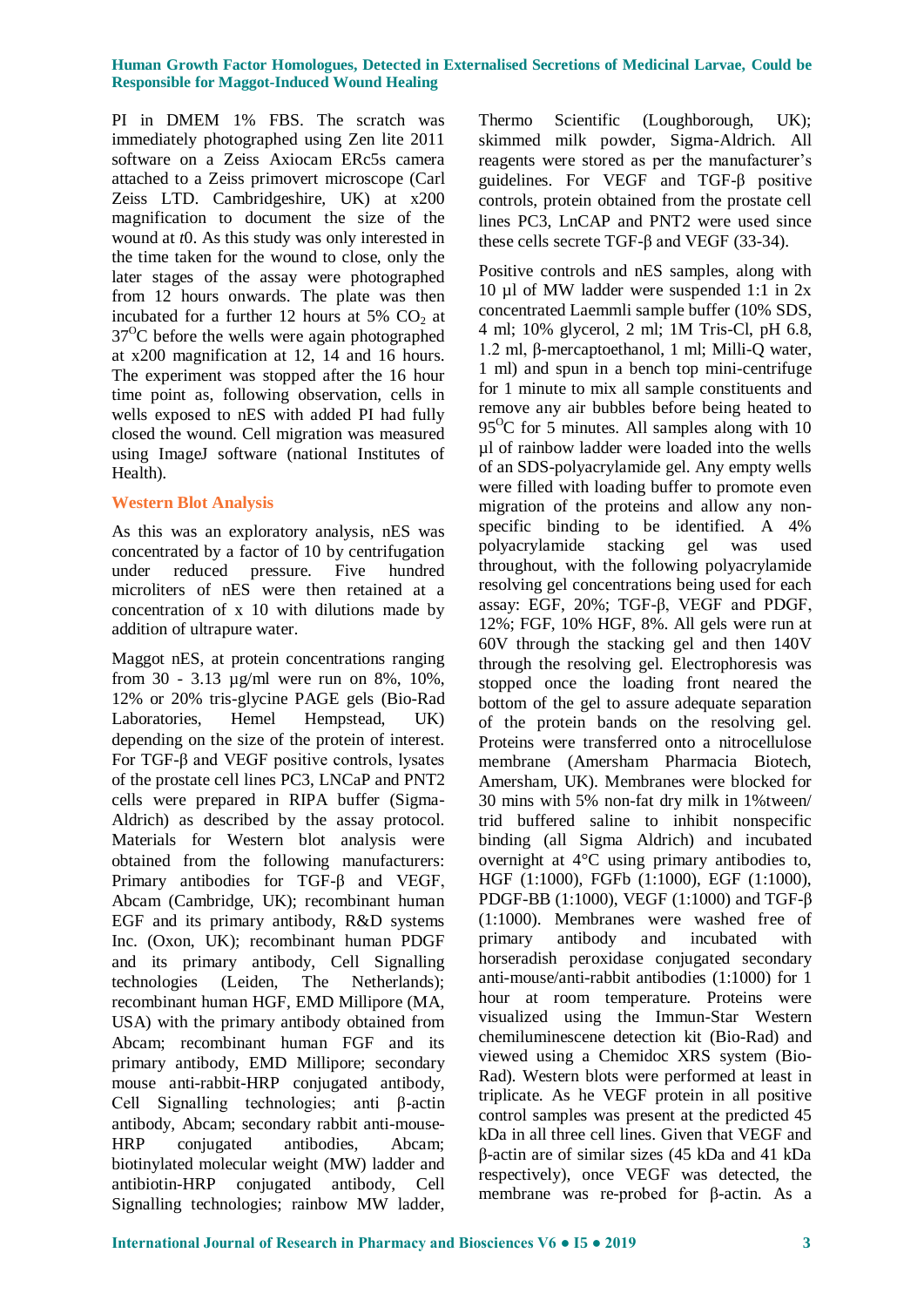PI in DMEM 1% FBS. The scratch was immediately photographed using Zen lite 2011 software on a Zeiss Axiocam ERc5s camera attached to a Zeiss primovert microscope (Carl Zeiss LTD. Cambridgeshire, UK) at x200 magnification to document the size of the wound at *t*0. As this study was only interested in the time taken for the wound to close, only the later stages of the assay were photographed from 12 hours onwards. The plate was then incubated for a further 12 hours at 5% $CO_2$ at $37^OC$ before the wells were again photographed at x200 magnification at 12, 14 and 16 hours. The experiment was stopped after the 16 hour time point as, following observation, cells in wells exposed to nES with added PI had fully closed the wound. Cell migration was measured using ImageJ software (national Institutes of Health).

### Western Blot Analysis

As this was an exploratory analysis, nES was concentrated by a factor of 10 by centrifugation under reduced pressure. Five hundred microliters of nES were then retained at a concentration of x 10 with dilutions made by addition of ultrapure water.

Maggot nES, at protein concentrations ranging from 30 - 3.13 µg/ml were run on 8%, 10%, 12% or 20% tris-glycine PAGE gels (Bio-Rad Laboratories, Hemel Hempstead, UK) depending on the size of the protein of interest. For TGF-β and VEGF positive controls, lysates of the prostate cell lines PC3, LNCaP and PNT2 cells were prepared in RIPA buffer (Sigma-Aldrich) as described by the assay protocol. Materials for Western blot analysis were obtained from the following manufacturers: Primary antibodies for TGF-β and VEGF, Abcam (Cambridge, UK); recombinant human EGF and its primary antibody, R&D systems Inc. (Oxon, UK); recombinant human PDGF and its primary antibody, Cell Signalling technologies (Leiden, The Netherlands); recombinant human HGF, EMD Millipore (MA, USA) with the primary antibody obtained from Abcam; recombinant human FGF and its primary antibody, EMD Millipore; secondary mouse anti-rabbit-HRP conjugated antibody, Cell Signalling technologies; anti β-actin antibody, Abcam; secondary rabbit anti-mouse-HRP conjugated antibodies, Abcam; biotinylated molecular weight (MW) ladder and antibiotin-HRP conjugated antibody, Cell Signalling technologies; rainbow MW ladder, Thermo Scientific (Loughborough, UK); skimmed milk powder, Sigma-Aldrich. All reagents were stored as per the manufacturer's guidelines. For VEGF and TGF-β positive controls, protein obtained from the prostate cell lines PC3, LnCAP and PNT2 were used since these cells secrete TGF-β and VEGF (33-34).

Positive controls and nES samples, along with 10 µl of MW ladder were suspended 1:1 in 2x concentrated Laemmli sample buffer (10% SDS, 4 ml; 10% glycerol, 2 ml; 1M Tris-Cl, pH 6.8, 1.2 ml, β-mercaptoethanol, 1 ml; Milli-Q water, 1 ml) and spun in a bench top mini-centrifuge for 1 minute to mix all sample constituents and remove any air bubbles before being heated to $95^OC$ for 5 minutes. All samples along with 10 µl of rainbow ladder were loaded into the wells of an SDS-polyacrylamide gel. Any empty wells were filled with loading buffer to promote even migration of the proteins and allow any non-specific binding to be identified. A 4% polyacrylamide stacking gel was used throughout, with the following polyacrylamide resolving gel concentrations being used for each assay: EGF, 20%; TGF-β, VEGF and PDGF, 12%; FGF, 10% HGF, 8%. All gels were run at 60V through the stacking gel and then 140V through the resolving gel. Electrophoresis was stopped once the loading front neared the bottom of the gel to assure adequate separation of the protein bands on the resolving gel. Proteins were transferred onto a nitrocellulose membrane (Amersham Pharmacia Biotech, Amersham, UK). Membranes were blocked for 30 mins with 5% non-fat dry milk in 1%tween/ trid buffered saline to inhibit nonspecific binding (all Sigma Aldrich) and incubated overnight at 4°C using primary antibodies to, HGF (1:1000), FGFb (1:1000), EGF (1:1000), PDGF-BB (1:1000), VEGF (1:1000) and TGF-β (1:1000). Membranes were washed free of primary antibody and incubated with horseradish peroxidase conjugated secondary anti-mouse/anti-rabbit antibodies (1:1000) for 1 hour at room temperature. Proteins were visualized using the Immun-Star Western chemiluminescene detection kit (Bio-Rad) and viewed using a Chemidoc XRS system (Bio-Rad). Western blots were performed at least in triplicate. As he VEGF protein in all positive control samples was present at the predicted 45 kDa in all three cell lines. Given that VEGF and β-actin are of similar sizes (45 kDa and 41 kDa respectively), once VEGF was detected, the membrane was re-probed for β-actin. As a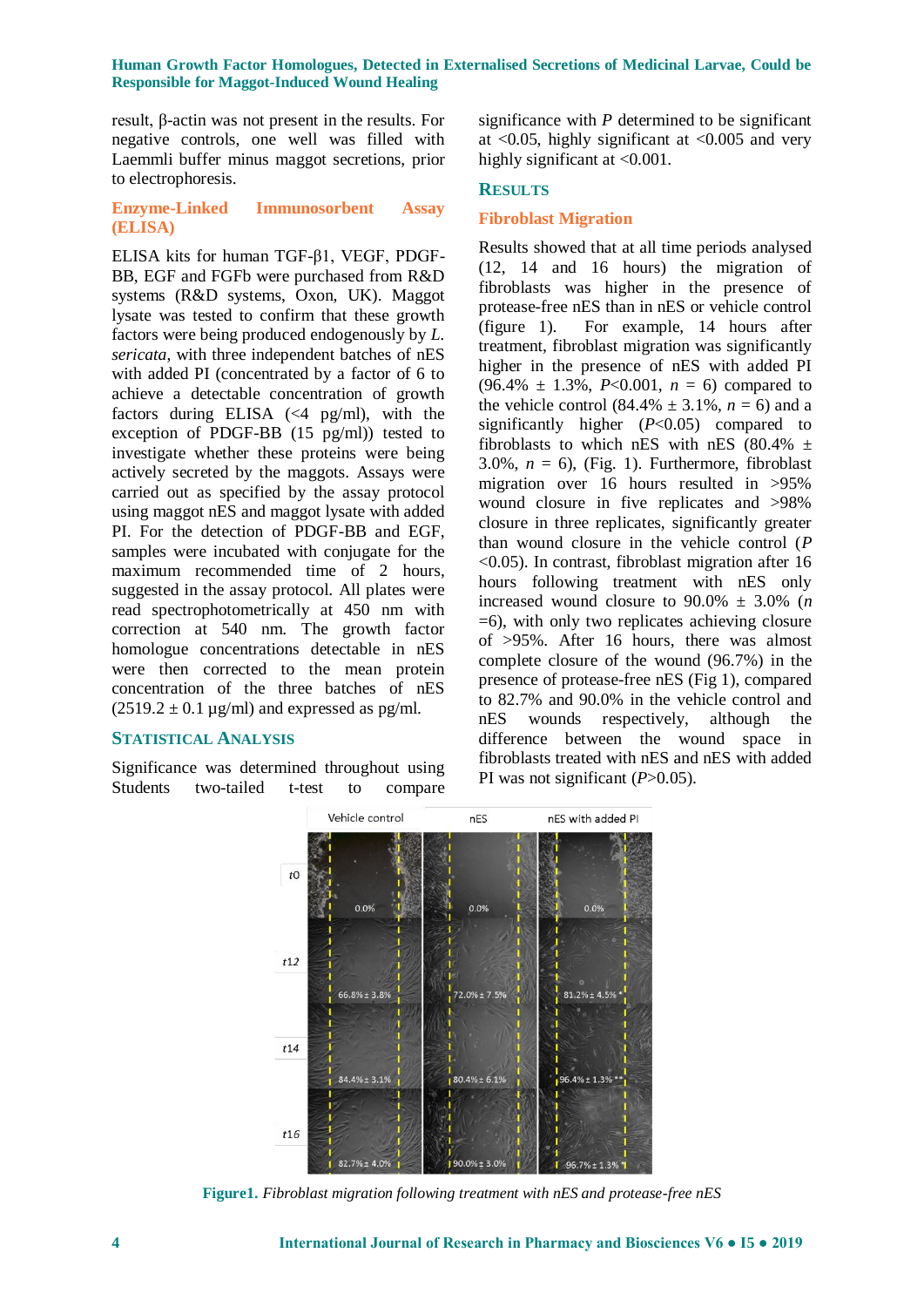result, β-actin was not present in the results. For negative controls, one well was filled with Laemmli buffer minus maggot secretions, prior to electrophoresis.

### Enzyme-Linked Immunosorbent Assay (ELISA)

ELISA kits for human TGF-β1, VEGF, PDGF-BB, EGF and FGFb were purchased from R&D systems (R&D systems, Oxon, UK). Maggot lysate was tested to confirm that these growth factors were being produced endogenously by *L. sericata*, with three independent batches of nES with added PI (concentrated by a factor of 6 to achieve a detectable concentration of growth factors during ELISA (<4 pg/ml), with the exception of PDGF-BB (15 pg/ml)) tested to investigate whether these proteins were being actively secreted by the maggots. Assays were carried out as specified by the assay protocol using maggot nES and maggot lysate with added PI. For the detection of PDGF-BB and EGF, samples were incubated with conjugate for the maximum recommended time of 2 hours, suggested in the assay protocol. All plates were read spectrophotometrically at 450 nm with correction at 540 nm. The growth factor homologue concentrations detectable in nES were then corrected to the mean protein concentration of the three batches of nES (2519.2 ± 0.1 µg/ml) and expressed as pg/ml.

## Statistical Analysis

Significance was determined throughout using Students two-tailed t-test to compare significance with *P* determined to be significant at <0.05, highly significant at <0.005 and very highly significant at <0.001.

## Results

### Fibroblast Migration

Results showed that at all time periods analysed (12, 14 and 16 hours) the migration of fibroblasts was higher in the presence of protease-free nES than in nES or vehicle control (figure 1). For example, 14 hours after treatment, fibroblast migration was significantly higher in the presence of nES with added PI (96.4% ± 1.3%, $P$<0.001, $n$ = 6) compared to the vehicle control (84.4% ± 3.1%, $n$ = 6) and a significantly higher ($P$<0.05) compared to fibroblasts to which nES with nES (80.4% ± 3.0%, $n$ = 6), (Fig. 1). Furthermore, fibroblast migration over 16 hours resulted in >95% wound closure in five replicates and >98% closure in three replicates, significantly greater than wound closure in the vehicle control ($P$ <0.05). In contrast, fibroblast migration after 16 hours following treatment with nES only increased wound closure to 90.0% ± 3.0% ($n$ =6), with only two replicates achieving closure of >95%. After 16 hours, there was almost complete closure of the wound (96.7%) in the presence of protease-free nES (Fig 1), compared to 82.7% and 90.0% in the vehicle control and nES wounds respectively, although the difference between the wound space in fibroblasts treated with nES and nES with added PI was not significant ($P$>0.05).

**Figure1.** *Fibroblast migration following treatment with nES and protease-free nES*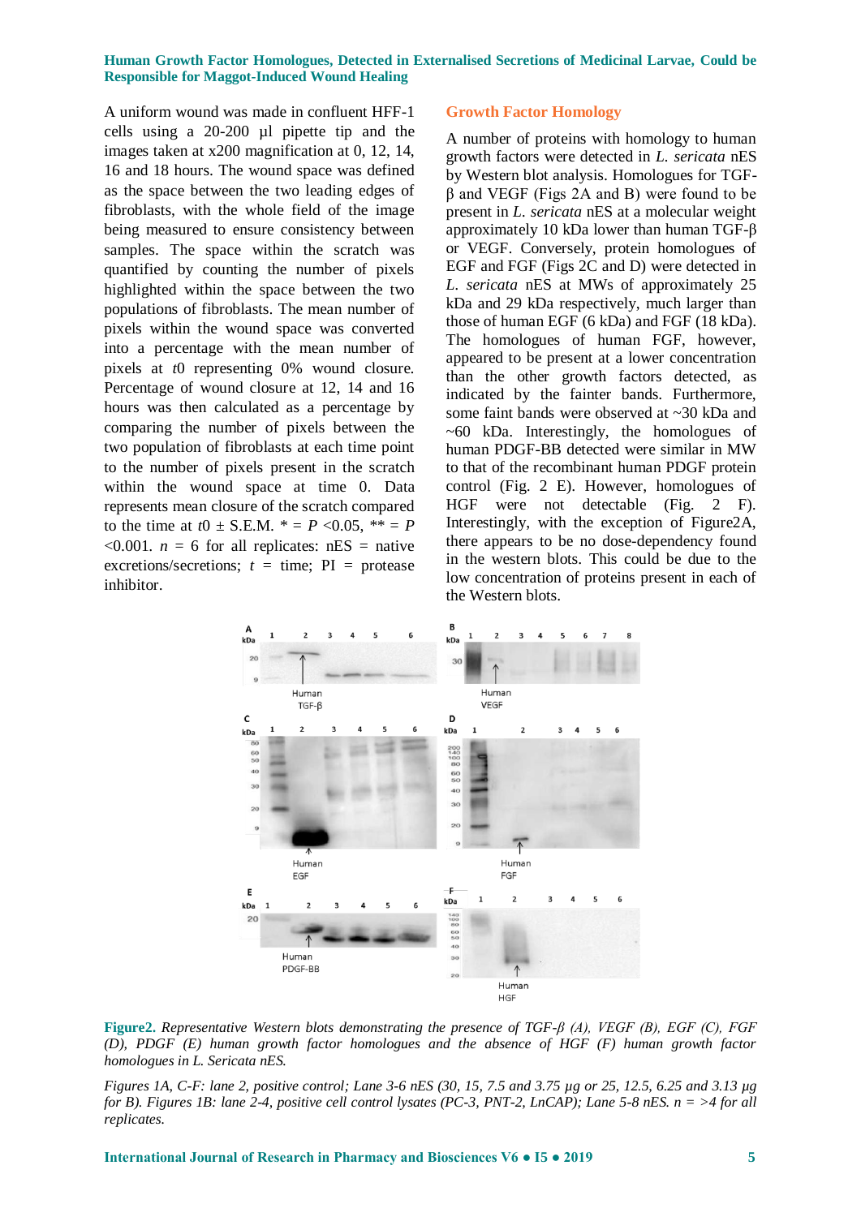A uniform wound was made in confluent HFF-1 cells using a 20-200 µl pipette tip and the images taken at x200 magnification at 0, 12, 14, 16 and 18 hours. The wound space was defined as the space between the two leading edges of fibroblasts, with the whole field of the image being measured to ensure consistency between samples. The space within the scratch was quantified by counting the number of pixels highlighted within the space between the two populations of fibroblasts. The mean number of pixels within the wound space was converted into a percentage with the mean number of pixels at $t0$ representing 0% wound closure. Percentage of wound closure at 12, 14 and 16 hours was then calculated as a percentage by comparing the number of pixels between the two population of fibroblasts at each time point to the number of pixels present in the scratch within the wound space at time 0. Data represents mean closure of the scratch compared to the time at $t0$ ± S.E.M. * = $P$ <0.05, ** = $P$ <0.001. $n$ = 6 for all replicates: nES = native excretions/secretions; $t$ = time; PI = protease inhibitor.

## Growth Factor Homology

A number of proteins with homology to human growth factors were detected in *L. sericata* nES by Western blot analysis. Homologues for TGF-β and VEGF (Figs 2A and B) were found to be present in *L. sericata* nES at a molecular weight approximately 10 kDa lower than human TGF-β or VEGF. Conversely, protein homologues of EGF and FGF (Figs 2C and D) were detected in *L. sericata* nES at MWs of approximately 25 kDa and 29 kDa respectively, much larger than those of human EGF (6 kDa) and FGF (18 kDa). The homologues of human FGF, however, appeared to be present at a lower concentration than the other growth factors detected, as indicated by the fainter bands. Furthermore, some faint bands were observed at ~30 kDa and ~60 kDa. Interestingly, the homologues of human PDGF-BB detected were similar in MW to that of the recombinant human PDGF protein control (Fig. 2 E). However, homologues of HGF were not detectable (Fig. 2 F). Interestingly, with the exception of Figure2A, there appears to be no dose-dependency found in the western blots. This could be due to the low concentration of proteins present in each of the Western blots.

**Figure2.** *Representative Western blots demonstrating the presence of TGF-β (A), VEGF (B), EGF (C), FGF (D), PDGF (E) human growth factor homologues and the absence of HGF (F) human growth factor homologues in L. Sericata nES.*

*Figures 1A, C-F: lane 2, positive control; Lane 3-6 nES (30, 15, 7.5 and 3.75 µg or 25, 12.5, 6.25 and 3.13 µg for B). Figures 1B: lane 2-4, positive cell control lysates (PC-3, PNT-2, LnCAP); Lane 5-8 nES. n = >4 for all replicates.*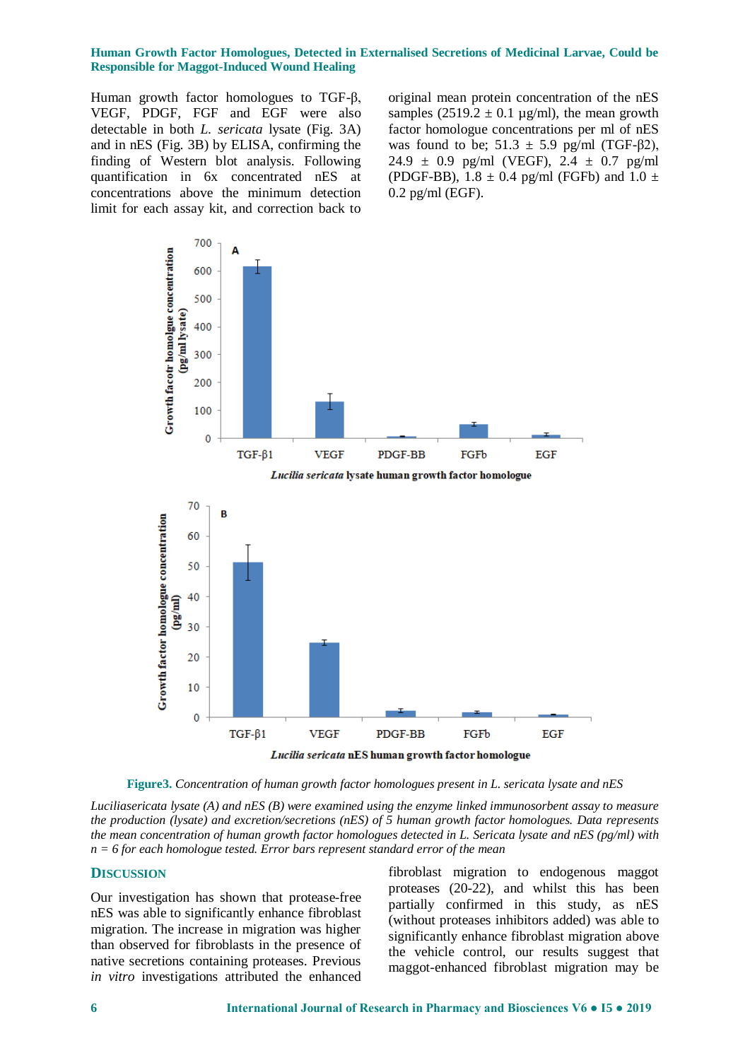Human growth factor homologues to TGF-β, VEGF, PDGF, FGF and EGF were also detectable in both *L. sericata* lysate (Fig. 3A) and in nES (Fig. 3B) by ELISA, confirming the finding of Western blot analysis. Following quantification in 6x concentrated nES at concentrations above the minimum detection limit for each assay kit, and correction back to original mean protein concentration of the nES samples (2519.2 ± 0.1 µg/ml), the mean growth factor homologue concentrations per ml of nES was found to be; 51.3 ± 5.9 pg/ml (TGF-β2), 24.9 ± 0.9 pg/ml (VEGF), 2.4 ± 0.7 pg/ml (PDGF-BB), 1.8 ± 0.4 pg/ml (FGFb) and 1.0 ± 0.2 pg/ml (EGF).

**Figure3.** *Concentration of human growth factor homologues present in L. sericata lysate and nES*

*Luciliasericata lysate (A) and nES (B) were examined using the enzyme linked immunosorbent assay to measure the production (lysate) and excretion/secretions (nES) of 5 human growth factor homologues. Data represents the mean concentration of human growth factor homologues detected in L. Sericata lysate and nES (pg/ml) with n = 6 for each homologue tested. Error bars represent standard error of the mean*

## DISCUSSION

Our investigation has shown that protease-free nES was able to significantly enhance fibroblast migration. The increase in migration was higher than observed for fibroblasts in the presence of native secretions containing proteases. Previous *in vitro* investigations attributed the enhanced fibroblast migration to endogenous maggot proteases (20-22), and whilst this has been partially confirmed in this study, as nES (without proteases inhibitors added) was able to significantly enhance fibroblast migration above the vehicle control, our results suggest that maggot-enhanced fibroblast migration may be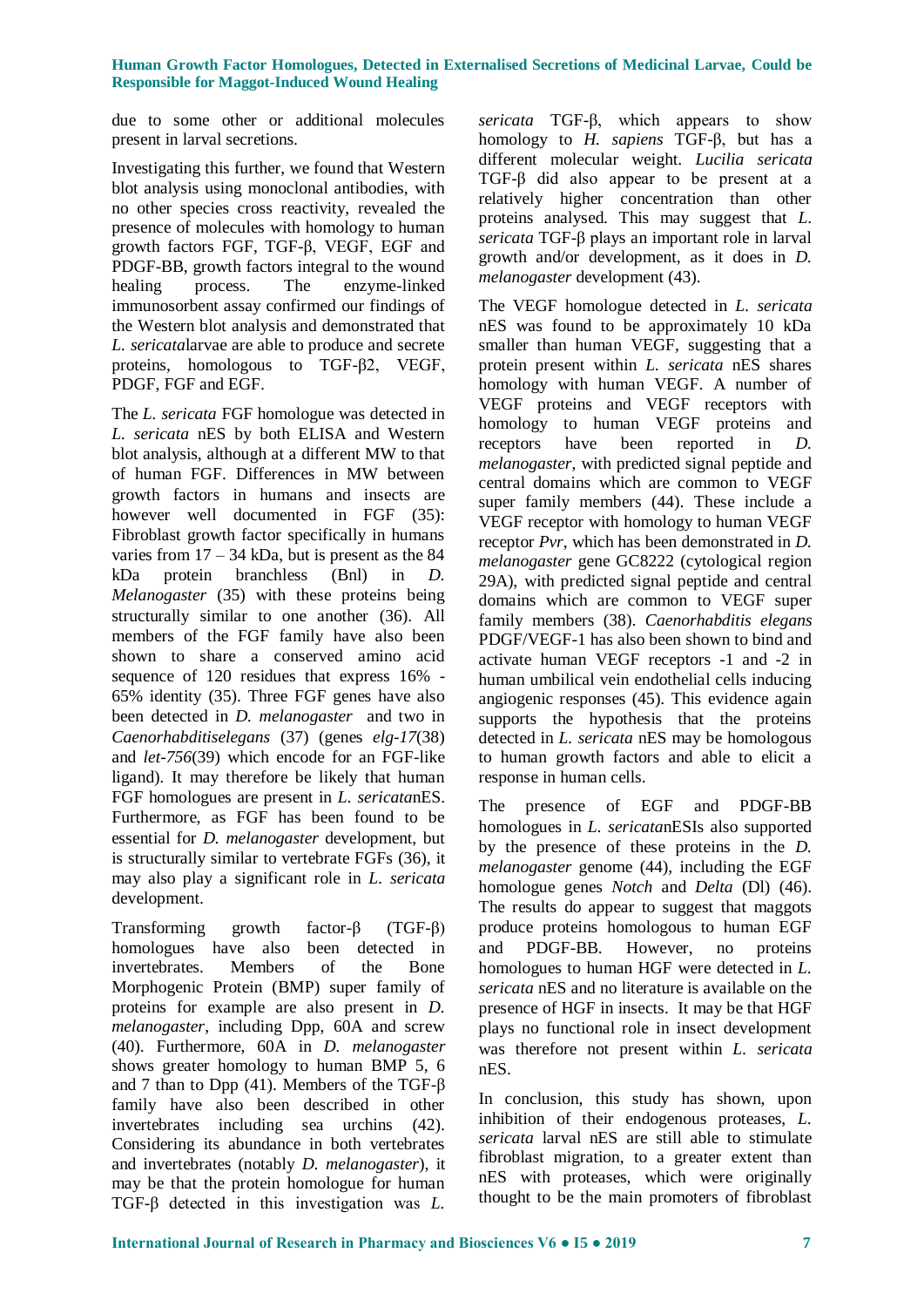due to some other or additional molecules present in larval secretions.

Investigating this further, we found that Western blot analysis using monoclonal antibodies, with no other species cross reactivity, revealed the presence of molecules with homology to human growth factors FGF, TGF-β, VEGF, EGF and PDGF-BB, growth factors integral to the wound healing process. The enzyme-linked immunosorbent assay confirmed our findings of the Western blot analysis and demonstrated that *L. sericata*larvae are able to produce and secrete proteins, homologous to TGF-β2, VEGF, PDGF, FGF and EGF.

The *L. sericata* FGF homologue was detected in *L. sericata* nES by both ELISA and Western blot analysis, although at a different MW to that of human FGF. Differences in MW between growth factors in humans and insects are however well documented in FGF (35): Fibroblast growth factor specifically in humans varies from 17 – 34 kDa, but is present as the 84 kDa protein branchless (Bnl) in *D. Melanogaster* (35) with these proteins being structurally similar to one another (36). All members of the FGF family have also been shown to share a conserved amino acid sequence of 120 residues that express 16% - 65% identity (35). Three FGF genes have also been detected in *D. melanogaster* and two in *Caenorhabditiselegans* (37) (genes *elg-17*(38) and *let-756*(39) which encode for an FGF-like ligand). It may therefore be likely that human FGF homologues are present in *L. sericata*nES. Furthermore, as FGF has been found to be essential for *D. melanogaster* development, but is structurally similar to vertebrate FGFs (36), it may also play a significant role in *L. sericata* development.

Transforming growth factor-β (TGF-β) homologues have also been detected in invertebrates. Members of the Bone Morphogenic Protein (BMP) super family of proteins for example are also present in *D. melanogaster*, including Dpp, 60A and screw (40). Furthermore, 60A in *D. melanogaster* shows greater homology to human BMP 5, 6 and 7 than to Dpp (41). Members of the TGF-β family have also been described in other invertebrates including sea urchins (42). Considering its abundance in both vertebrates and invertebrates (notably *D. melanogaster*), it may be that the protein homologue for human TGF-β detected in this investigation was *L. sericata* TGF-β, which appears to show homology to *H. sapiens* TGF-β, but has a different molecular weight. *Lucilia sericata* TGF-β did also appear to be present at a relatively higher concentration than other proteins analysed. This may suggest that *L. sericata* TGF-β plays an important role in larval growth and/or development, as it does in *D. melanogaster* development (43).

The VEGF homologue detected in *L. sericata* nES was found to be approximately 10 kDa smaller than human VEGF, suggesting that a protein present within *L. sericata* nES shares homology with human VEGF. A number of VEGF proteins and VEGF receptors with homology to human VEGF proteins and receptors have been reported in *D. melanogaster*, with predicted signal peptide and central domains which are common to VEGF super family members (44). These include a VEGF receptor with homology to human VEGF receptor *Pvr*, which has been demonstrated in *D. melanogaster* gene GC8222 (cytological region 29A), with predicted signal peptide and central domains which are common to VEGF super family members (38). *Caenorhabditis elegans* PDGF/VEGF-1 has also been shown to bind and activate human VEGF receptors -1 and -2 in human umbilical vein endothelial cells inducing angiogenic responses (45). This evidence again supports the hypothesis that the proteins detected in *L. sericata* nES may be homologous to human growth factors and able to elicit a response in human cells.

The presence of EGF and PDGF-BB homologues in *L. sericata*nESIs also supported by the presence of these proteins in the *D. melanogaster* genome (44), including the EGF homologue genes *Notch* and *Delta* (Dl) (46). The results do appear to suggest that maggots produce proteins homologous to human EGF and PDGF-BB. However, no proteins homologues to human HGF were detected in *L. sericata* nES and no literature is available on the presence of HGF in insects. It may be that HGF plays no functional role in insect development was therefore not present within *L. sericata* nES.

In conclusion, this study has shown, upon inhibition of their endogenous proteases, *L. sericata* larval nES are still able to stimulate fibroblast migration, to a greater extent than nES with proteases, which were originally thought to be the main promoters of fibroblast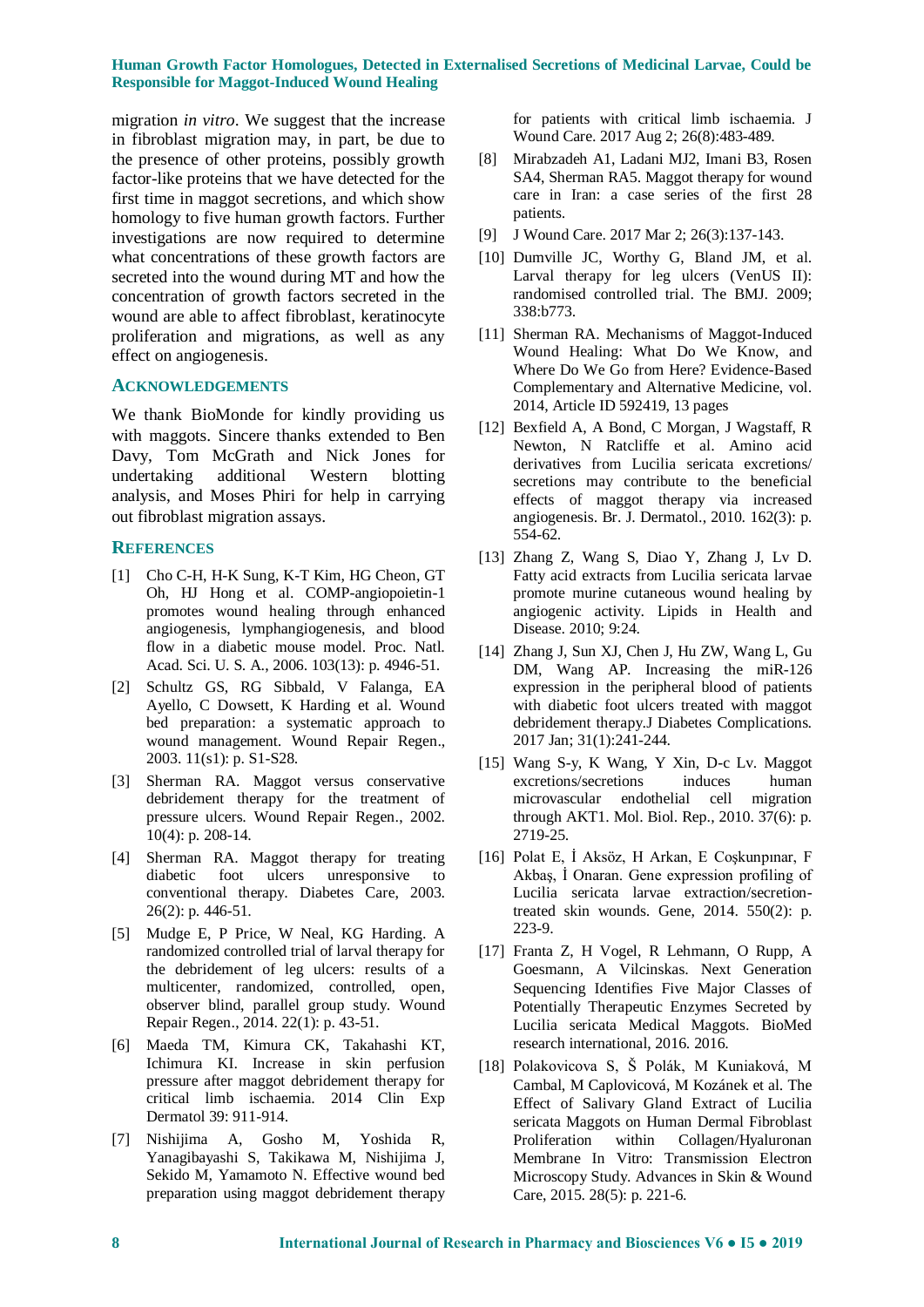migration *in vitro*. We suggest that the increase in fibroblast migration may, in part, be due to the presence of other proteins, possibly growth factor-like proteins that we have detected for the first time in maggot secretions, and which show homology to five human growth factors. Further investigations are now required to determine what concentrations of these growth factors are secreted into the wound during MT and how the concentration of growth factors secreted in the wound are able to affect fibroblast, keratinocyte proliferation and migrations, as well as any effect on angiogenesis.

## ACKNOWLEDGEMENTS

We thank BioMonde for kindly providing us with maggots. Sincere thanks extended to Ben Davy, Tom McGrath and Nick Jones for undertaking additional Western blotting analysis, and Moses Phiri for help in carrying out fibroblast migration assays.

## REFERENCES

[1] Cho C-H, H-K Sung, K-T Kim, HG Cheon, GT Oh, HJ Hong et al. COMP-angiopoietin-1 promotes wound healing through enhanced angiogenesis, lymphangiogenesis, and blood flow in a diabetic mouse model. Proc. Natl. Acad. Sci. U. S. A., 2006. 103(13): p. 4946-51.

[2] Schultz GS, RG Sibbald, V Falanga, EA Ayello, C Dowsett, K Harding et al. Wound bed preparation: a systematic approach to wound management. Wound Repair Regen., 2003. 11(s1): p. S1-S28.

[3] Sherman RA. Maggot versus conservative debridement therapy for the treatment of pressure ulcers. Wound Repair Regen., 2002. 10(4): p. 208-14.

[4] Sherman RA. Maggot therapy for treating diabetic foot ulcers unresponsive to conventional therapy. Diabetes Care, 2003. 26(2): p. 446-51.

[5] Mudge E, P Price, W Neal, KG Harding. A randomized controlled trial of larval therapy for the debridement of leg ulcers: results of a multicenter, randomized, controlled, open, observer blind, parallel group study. Wound Repair Regen., 2014. 22(1): p. 43-51.

[6] Maeda TM, Kimura CK, Takahashi KT, Ichimura KI. Increase in skin perfusion pressure after maggot debridement therapy for critical limb ischaemia. 2014 Clin Exp Dermatol 39: 911-914.

[7] Nishijima A, Gosho M, Yoshida R, Yanagibayashi S, Takikawa M, Nishijima J, Sekido M, Yamamoto N. Effective wound bed preparation using maggot debridement therapy for patients with critical limb ischaemia. J Wound Care. 2017 Aug 2; 26(8):483-489.

[8] Mirabzadeh A1, Ladani MJ2, Imani B3, Rosen SA4, Sherman RA5. Maggot therapy for wound care in Iran: a case series of the first 28 patients.

[9] J Wound Care. 2017 Mar 2; 26(3):137-143.

[10] Dumville JC, Worthy G, Bland JM, et al. Larval therapy for leg ulcers (VenUS II): randomised controlled trial. The BMJ. 2009; 338:b773.

[11] Sherman RA. Mechanisms of Maggot-Induced Wound Healing: What Do We Know, and Where Do We Go from Here? Evidence-Based Complementary and Alternative Medicine, vol. 2014, Article ID 592419, 13 pages

[12] Bexfield A, A Bond, C Morgan, J Wagstaff, R Newton, N Ratcliffe et al. Amino acid derivatives from Lucilia sericata excretions/ secretions may contribute to the beneficial effects of maggot therapy via increased angiogenesis. Br. J. Dermatol., 2010. 162(3): p. 554-62.

[13] Zhang Z, Wang S, Diao Y, Zhang J, Lv D. Fatty acid extracts from Lucilia sericata larvae promote murine cutaneous wound healing by angiogenic activity. Lipids in Health and Disease. 2010; 9:24.

[14] Zhang J, Sun XJ, Chen J, Hu ZW, Wang L, Gu DM, Wang AP. Increasing the miR-126 expression in the peripheral blood of patients with diabetic foot ulcers treated with maggot debridement therapy.J Diabetes Complications. 2017 Jan; 31(1):241-244.

[15] Wang S-y, K Wang, Y Xin, D-c Lv. Maggot excretions/secretions induces human microvascular endothelial cell migration through AKT1. Mol. Biol. Rep., 2010. 37(6): p. 2719-25.

[16] Polat E, İ Aksöz, H Arkan, E Coşkunpınar, F Akbaş, İ Onaran. Gene expression profiling of Lucilia sericata larvae extraction/secretion-treated skin wounds. Gene, 2014. 550(2): p. 223-9.

[17] Franta Z, H Vogel, R Lehmann, O Rupp, A Goesmann, A Vilcinskas. Next Generation Sequencing Identifies Five Major Classes of Potentially Therapeutic Enzymes Secreted by Lucilia sericata Medical Maggots. BioMed research international, 2016. 2016.

[18] Polakovicova S, Š Polák, M Kuniaková, M Cambal, M Caplovicová, M Kozánek et al. The Effect of Salivary Gland Extract of Lucilia sericata Maggots on Human Dermal Fibroblast Proliferation within Collagen/Hyaluronan Membrane In Vitro: Transmission Electron Microscopy Study. Advances in Skin & Wound Care, 2015. 28(5): p. 221-6.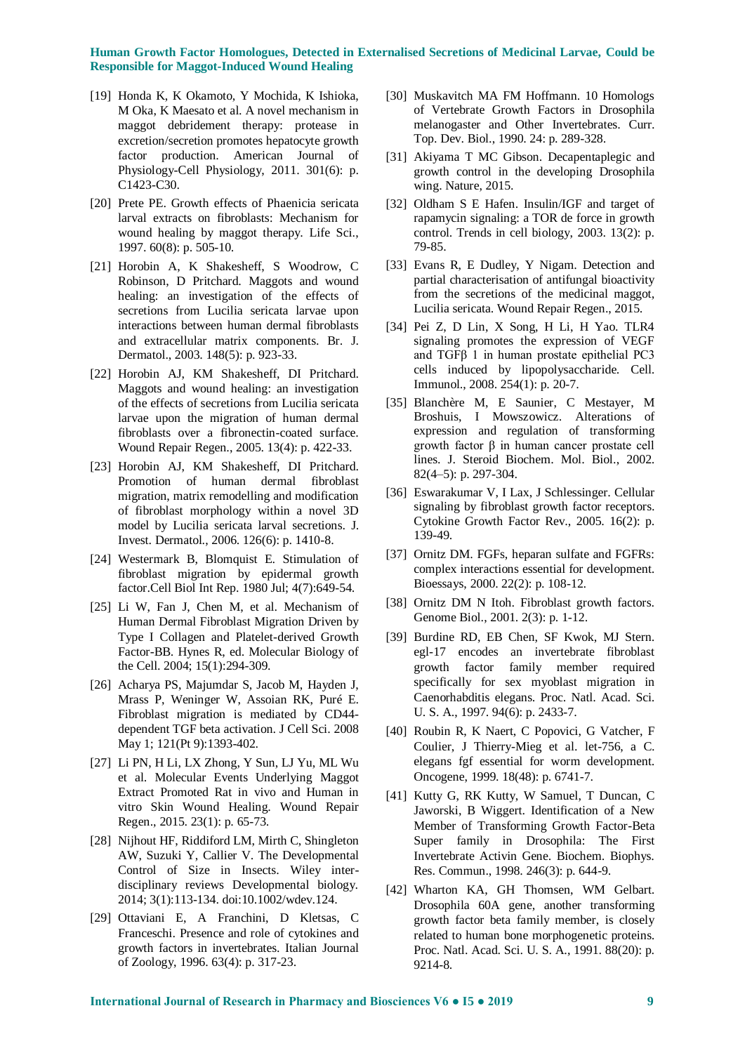[19] Honda K, K Okamoto, Y Mochida, K Ishioka, M Oka, K Maesato et al. A novel mechanism in maggot debridement therapy: protease in excretion/secretion promotes hepatocyte growth factor production. American Journal of Physiology-Cell Physiology, 2011. 301(6): p. C1423-C30.

[20] Prete PE. Growth effects of Phaenicia sericata larval extracts on fibroblasts: Mechanism for wound healing by maggot therapy. Life Sci., 1997. 60(8): p. 505-10.

[21] Horobin A, K Shakesheff, S Woodrow, C Robinson, D Pritchard. Maggots and wound healing: an investigation of the effects of secretions from Lucilia sericata larvae upon interactions between human dermal fibroblasts and extracellular matrix components. Br. J. Dermatol., 2003. 148(5): p. 923-33.

[22] Horobin AJ, KM Shakesheff, DI Pritchard. Maggots and wound healing: an investigation of the effects of secretions from Lucilia sericata larvae upon the migration of human dermal fibroblasts over a fibronectin-coated surface. Wound Repair Regen., 2005. 13(4): p. 422-33.

[23] Horobin AJ, KM Shakesheff, DI Pritchard. Promotion of human dermal fibroblast migration, matrix remodelling and modification of fibroblast morphology within a novel 3D model by Lucilia sericata larval secretions. J. Invest. Dermatol., 2006. 126(6): p. 1410-8.

[24] Westermark B, Blomquist E. Stimulation of fibroblast migration by epidermal growth factor.Cell Biol Int Rep. 1980 Jul; 4(7):649-54.

[25] Li W, Fan J, Chen M, et al. Mechanism of Human Dermal Fibroblast Migration Driven by Type I Collagen and Platelet-derived Growth Factor-BB. Hynes R, ed. Molecular Biology of the Cell. 2004; 15(1):294-309.

[26] Acharya PS, Majumdar S, Jacob M, Hayden J, Mrass P, Weninger W, Assoian RK, Puré E. Fibroblast migration is mediated by CD44-dependent TGF beta activation. J Cell Sci. 2008 May 1; 121(Pt 9):1393-402.

[27] Li PN, H Li, LX Zhong, Y Sun, LJ Yu, ML Wu et al. Molecular Events Underlying Maggot Extract Promoted Rat in vivo and Human in vitro Skin Wound Healing. Wound Repair Regen., 2015. 23(1): p. 65-73.

[28] Nijhout HF, Riddiford LM, Mirth C, Shingleton AW, Suzuki Y, Callier V. The Developmental Control of Size in Insects. Wiley inter-disciplinary reviews Developmental biology. 2014; 3(1):113-134. doi:10.1002/wdev.124.

[29] Ottaviani E, A Franchini, D Kletsas, C Franceschi. Presence and role of cytokines and growth factors in invertebrates. Italian Journal of Zoology, 1996. 63(4): p. 317-23.

[30] Muskavitch MA FM Hoffmann. 10 Homologs of Vertebrate Growth Factors in Drosophila melanogaster and Other Invertebrates. Curr. Top. Dev. Biol., 1990. 24: p. 289-328.

[31] Akiyama T MC Gibson. Decapentaplegic and growth control in the developing Drosophila wing. Nature, 2015.

[32] Oldham S E Hafen. Insulin/IGF and target of rapamycin signaling: a TOR de force in growth control. Trends in cell biology, 2003. 13(2): p. 79-85.

[33] Evans R, E Dudley, Y Nigam. Detection and partial characterisation of antifungal bioactivity from the secretions of the medicinal maggot, Lucilia sericata. Wound Repair Regen., 2015.

[34] Pei Z, D Lin, X Song, H Li, H Yao. TLR4 signaling promotes the expression of VEGF and TGFβ 1 in human prostate epithelial PC3 cells induced by lipopolysaccharide. Cell. Immunol., 2008. 254(1): p. 20-7.

[35] Blanchère M, E Saunier, C Mestayer, M Broshuis, I Mowszowicz. Alterations of expression and regulation of transforming growth factor β in human cancer prostate cell lines. J. Steroid Biochem. Mol. Biol., 2002. 82(4–5): p. 297-304.

[36] Eswarakumar V, I Lax, J Schlessinger. Cellular signaling by fibroblast growth factor receptors. Cytokine Growth Factor Rev., 2005. 16(2): p. 139-49.

[37] Ornitz DM. FGFs, heparan sulfate and FGFRs: complex interactions essential for development. Bioessays, 2000. 22(2): p. 108-12.

[38] Ornitz DM N Itoh. Fibroblast growth factors. Genome Biol., 2001. 2(3): p. 1-12.

[39] Burdine RD, EB Chen, SF Kwok, MJ Stern. egl-17 encodes an invertebrate fibroblast growth factor family member required specifically for sex myoblast migration in Caenorhabditis elegans. Proc. Natl. Acad. Sci. U. S. A., 1997. 94(6): p. 2433-7.

[40] Roubin R, K Naert, C Popovici, G Vatcher, F Coulier, J Thierry-Mieg et al. let-756, a C. elegans fgf essential for worm development. Oncogene, 1999. 18(48): p. 6741-7.

[41] Kutty G, RK Kutty, W Samuel, T Duncan, C Jaworski, B Wiggert. Identification of a New Member of Transforming Growth Factor-Beta Super family in Drosophila: The First Invertebrate Activin Gene. Biochem. Biophys. Res. Commun., 1998. 246(3): p. 644-9.

[42] Wharton KA, GH Thomsen, WM Gelbart. Drosophila 60A gene, another transforming growth factor beta family member, is closely related to human bone morphogenetic proteins. Proc. Natl. Acad. Sci. U. S. A., 1991. 88(20): p. 9214-8.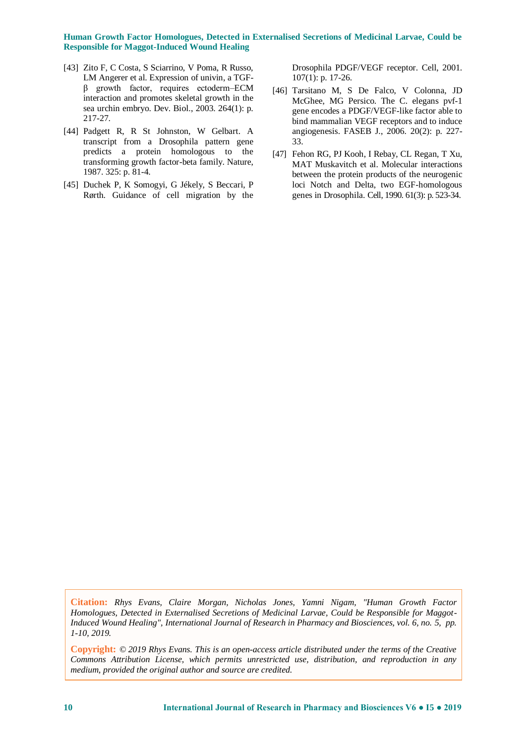[43] Zito F, C Costa, S Sciarrino, V Poma, R Russo, LM Angerer et al. Expression of univin, a TGF-β growth factor, requires ectoderm–ECM interaction and promotes skeletal growth in the sea urchin embryo. Dev. Biol., 2003. 264(1): p. 217-27.

[44] Padgett R, R St Johnston, W Gelbart. A transcript from a Drosophila pattern gene predicts a protein homologous to the transforming growth factor-beta family. Nature, 1987. 325: p. 81-4.

[45] Duchek P, K Somogyi, G Jékely, S Beccari, P Rørth. Guidance of cell migration by the Drosophila PDGF/VEGF receptor. Cell, 2001. 107(1): p. 17-26.

[46] Tarsitano M, S De Falco, V Colonna, JD McGhee, MG Persico. The C. elegans pvf-1 gene encodes a PDGF/VEGF-like factor able to bind mammalian VEGF receptors and to induce angiogenesis. FASEB J., 2006. 20(2): p. 227-33.

[47] Fehon RG, PJ Kooh, I Rebay, CL Regan, T Xu, MAT Muskavitch et al. Molecular interactions between the protein products of the neurogenic loci Notch and Delta, two EGF-homologous genes in Drosophila. Cell, 1990. 61(3): p. 523-34.

**Citation:** *Rhys Evans, Claire Morgan, Nicholas Jones, Yamni Nigam, "Human Growth Factor Homologues, Detected in Externalised Secretions of Medicinal Larvae, Could be Responsible for Maggot-Induced Wound Healing", International Journal of Research in Pharmacy and Biosciences, vol. 6, no. 5, pp. 1-10, 2019.*

**Copyright:** *© 2019 Rhys Evans. This is an open-access article distributed under the terms of the Creative Commons Attribution License, which permits unrestricted use, distribution, and reproduction in any medium, provided the original author and source are credited.*